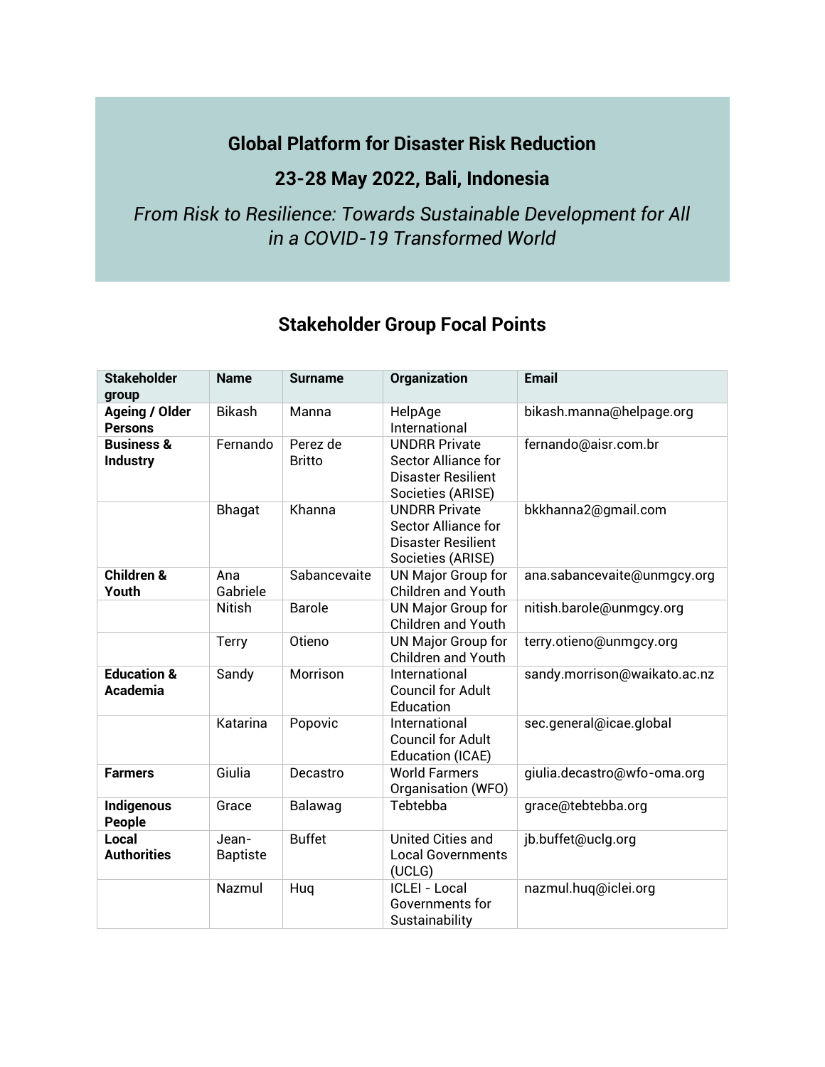# Global Platform for Disaster Risk Reduction

## 23-28 May 2022, Bali, Indonesia

*From Risk to Resilience: Towards Sustainable Development for All in a COVID-19 Transformed World*

## Stakeholder Group Focal Points

| Stakeholder group | Name | Surname | Organization | Email |
|---|---|---|---|---|
| **Ageing / Older Persons** | Bikash | Manna | HelpAge International | bikash.manna@helpage.org |
| **Business & Industry** | Fernando | Perez de Britto | UNDRR Private Sector Alliance for Disaster Resilient Societies (ARISE) | fernando@aisr.com.br |
| | Bhagat | Khanna | UNDRR Private Sector Alliance for Disaster Resilient Societies (ARISE) | bkkhanna2@gmail.com |
| **Children & Youth** | Ana Gabriele | Sabancevaite | UN Major Group for Children and Youth | ana.sabancevaite@unmgcy.org |
| | Nitish | Barole | UN Major Group for Children and Youth | nitish.barole@unmgcy.org |
| | Terry | Otieno | UN Major Group for Children and Youth | terry.otieno@unmgcy.org |
| **Education & Academia** | Sandy | Morrison | International Council for Adult Education | sandy.morrison@waikato.ac.nz |
| | Katarina | Popovic | International Council for Adult Education (ICAE) | sec.general@icae.global |
| **Farmers** | Giulia | Decastro | World Farmers Organisation (WFO) | giulia.decastro@wfo-oma.org |
| **Indigenous People** | Grace | Balawag | Tebtebba | grace@tebtebba.org |
| **Local Authorities** | Jean-Baptiste | Buffet | United Cities and Local Governments (UCLG) | jb.buffet@uclg.org |
| | Nazmul | Huq | ICLEI - Local Governments for Sustainability | nazmul.huq@iclei.org |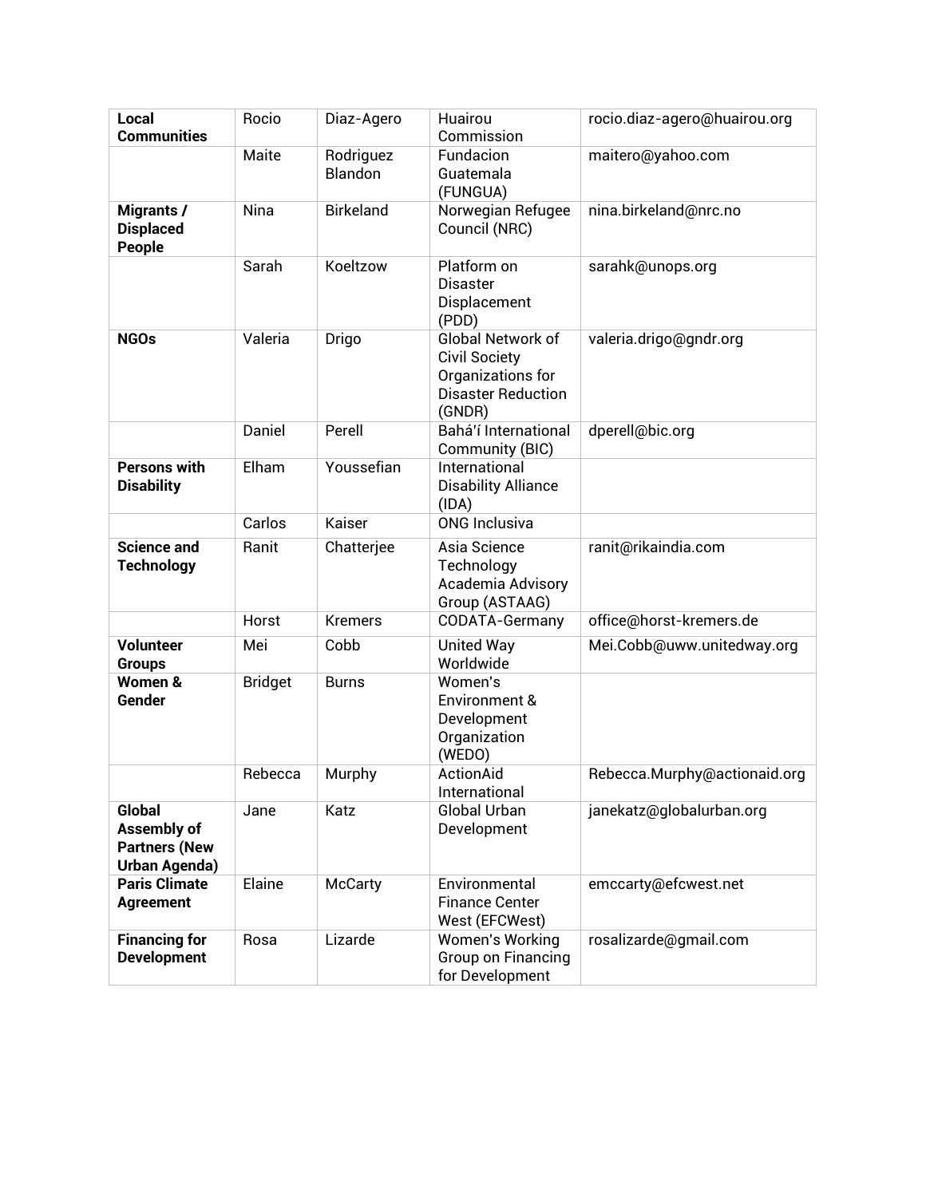| **Local Communities** | Rocio | Diaz-Agero | Huairou Commission | rocio.diaz-agero@huairou.org |
|---|---|---|---|---|
| | Maite | Rodriguez Blandon | Fundacion Guatemala (FUNGUA) | maitero@yahoo.com |
| **Migrants / Displaced People** | Nina | Birkeland | Norwegian Refugee Council (NRC) | nina.birkeland@nrc.no |
| | Sarah | Koeltzow | Platform on Disaster Displacement (PDD) | sarahk@unops.org |
| **NGOs** | Valeria | Drigo | Global Network of Civil Society Organizations for Disaster Reduction (GNDR) | valeria.drigo@gndr.org |
| | Daniel | Perell | Bahá'í International Community (BIC) | dperell@bic.org |
| **Persons with Disability** | Elham | Youssefian | International Disability Alliance (IDA) | |
| | Carlos | Kaiser | ONG Inclusiva | |
| **Science and Technology** | Ranit | Chatterjee | Asia Science Technology Academia Advisory Group (ASTAAG) | ranit@rikaindia.com |
| | Horst | Kremers | CODATA-Germany | office@horst-kremers.de |
| **Volunteer Groups** | Mei | Cobb | United Way Worldwide | Mei.Cobb@uww.unitedway.org |
| **Women & Gender** | Bridget | Burns | Women's Environment & Development Organization (WEDO) | |
| | Rebecca | Murphy | ActionAid International | Rebecca.Murphy@actionaid.org |
| **Global Assembly of Partners (New Urban Agenda)** | Jane | Katz | Global Urban Development | janekatz@globalurban.org |
| **Paris Climate Agreement** | Elaine | McCarty | Environmental Finance Center West (EFCWest) | emccarty@efcwest.net |
| **Financing for Development** | Rosa | Lizarde | Women's Working Group on Financing for Development | rosalizarde@gmail.com |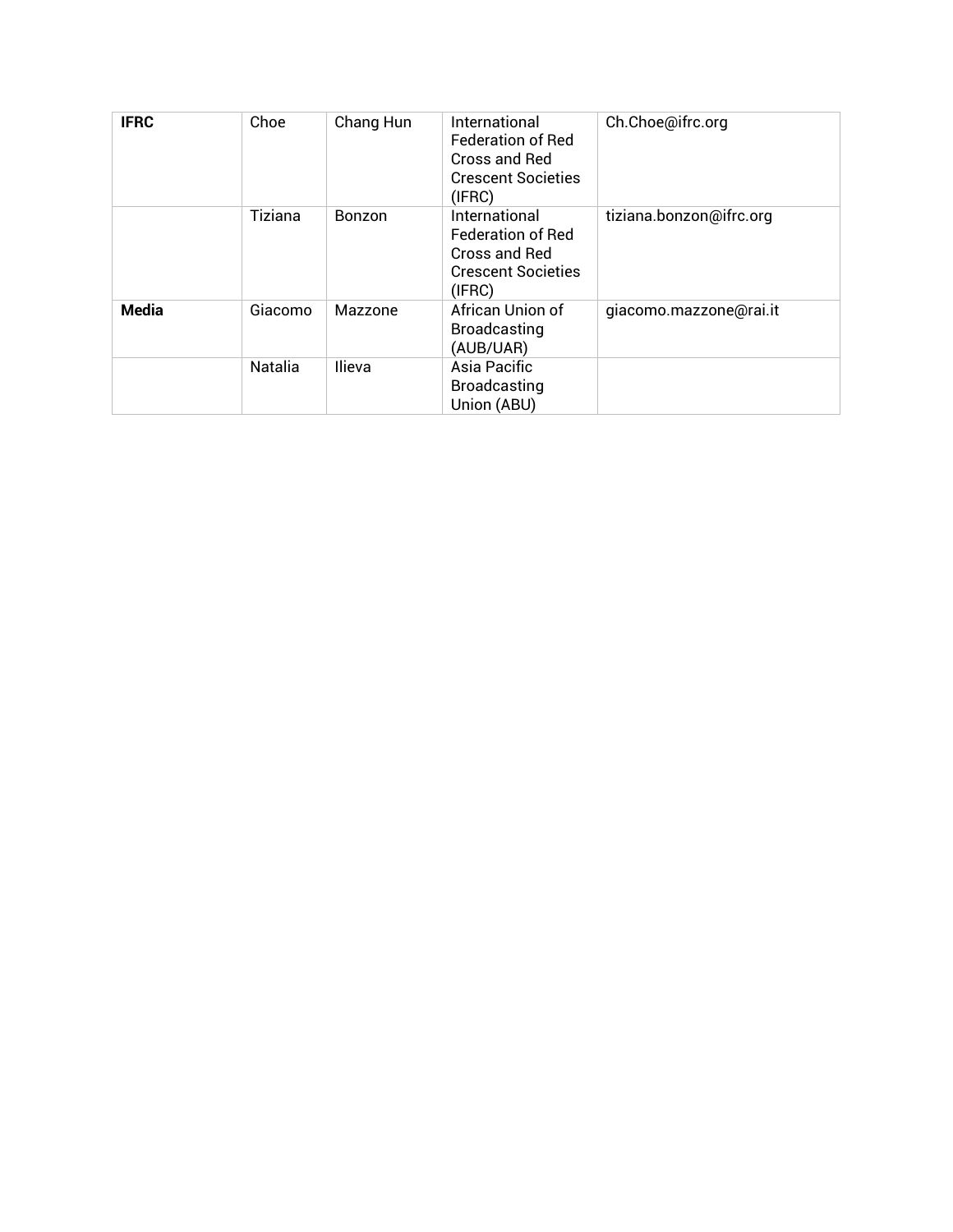| | | | | |
|---|---|---|---|---|
| **IFRC** | Choe | Chang Hun | International Federation of Red Cross and Red Crescent Societies (IFRC) | Ch.Choe@ifrc.org |
| | Tiziana | Bonzon | International Federation of Red Cross and Red Crescent Societies (IFRC) | tiziana.bonzon@ifrc.org |
| **Media** | Giacomo | Mazzone | African Union of Broadcasting (AUB/UAR) | giacomo.mazzone@rai.it |
| | Natalia | Ilieva | Asia Pacific Broadcasting Union (ABU) | |